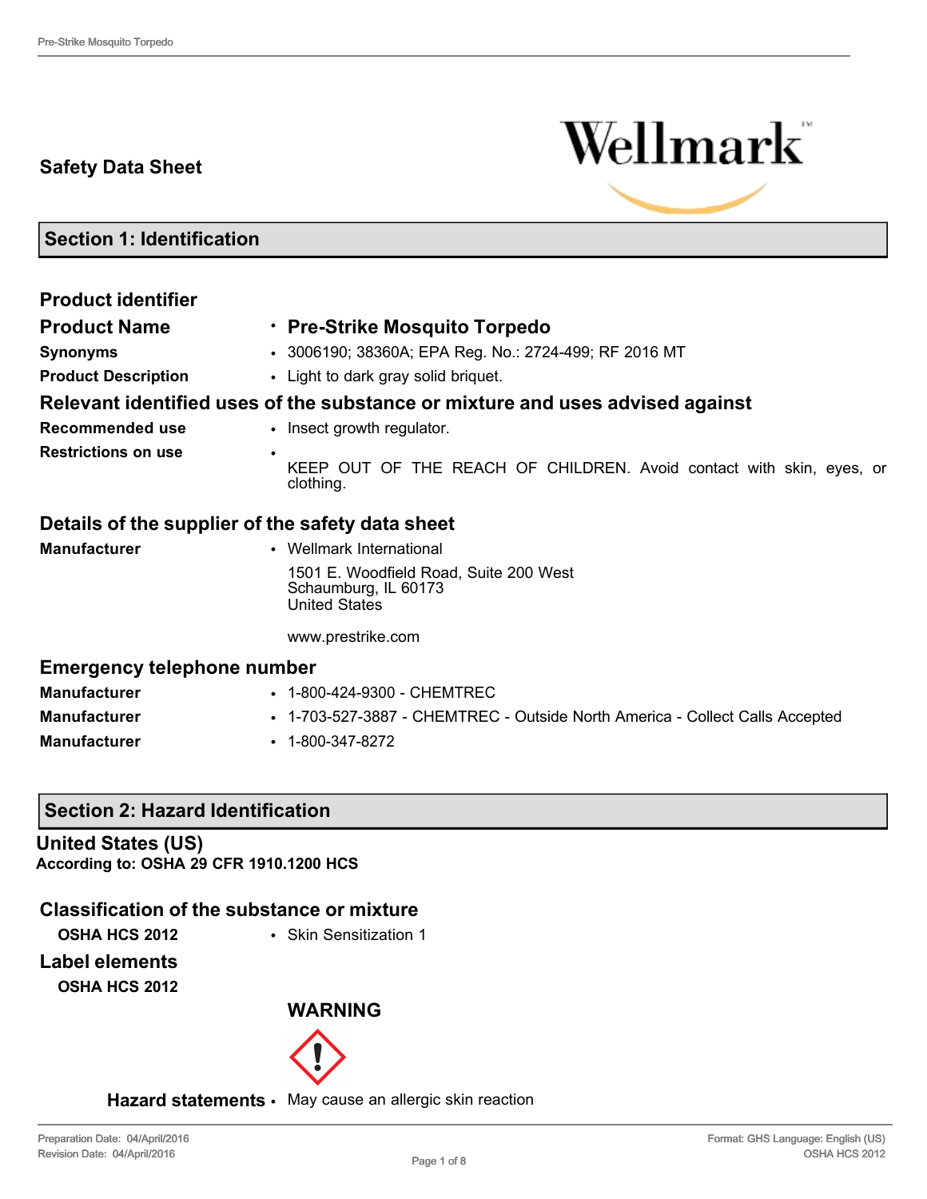## Safety Data Sheet

Wellmark

## Section 1: Identification

### Product identifier

**Product Name** • **Pre-Strike Mosquito Torpedo**

**Synonyms** • 3006190; 38360A; EPA Reg. No.: 2724-499; RF 2016 MT

**Product Description** • Light to dark gray solid briquet.

### Relevant identified uses of the substance or mixture and uses advised against

**Recommended use** • Insect growth regulator.

**Restrictions on use** • KEEP OUT OF THE REACH OF CHILDREN. Avoid contact with skin, eyes, or clothing.

### Details of the supplier of the safety data sheet

**Manufacturer** • Wellmark International

1501 E. Woodfield Road, Suite 200 West
Schaumburg, IL 60173
United States

www.prestrike.com

### Emergency telephone number

**Manufacturer** • 1-800-424-9300 - CHEMTREC

**Manufacturer** • 1-703-527-3887 - CHEMTREC - Outside North America - Collect Calls Accepted

**Manufacturer** • 1-800-347-8272

## Section 2: Hazard Identification

### United States (US)

**According to: OSHA 29 CFR 1910.1200 HCS**

### Classification of the substance or mixture

**OSHA HCS 2012** • Skin Sensitization 1

### Label elements

**OSHA HCS 2012**

**WARNING**

**Hazard statements** • May cause an allergic skin reaction

Preparation Date: 04/April/2016
Revision Date: 04/April/2016

Format: GHS Language: English (US)
OSHA HCS 2012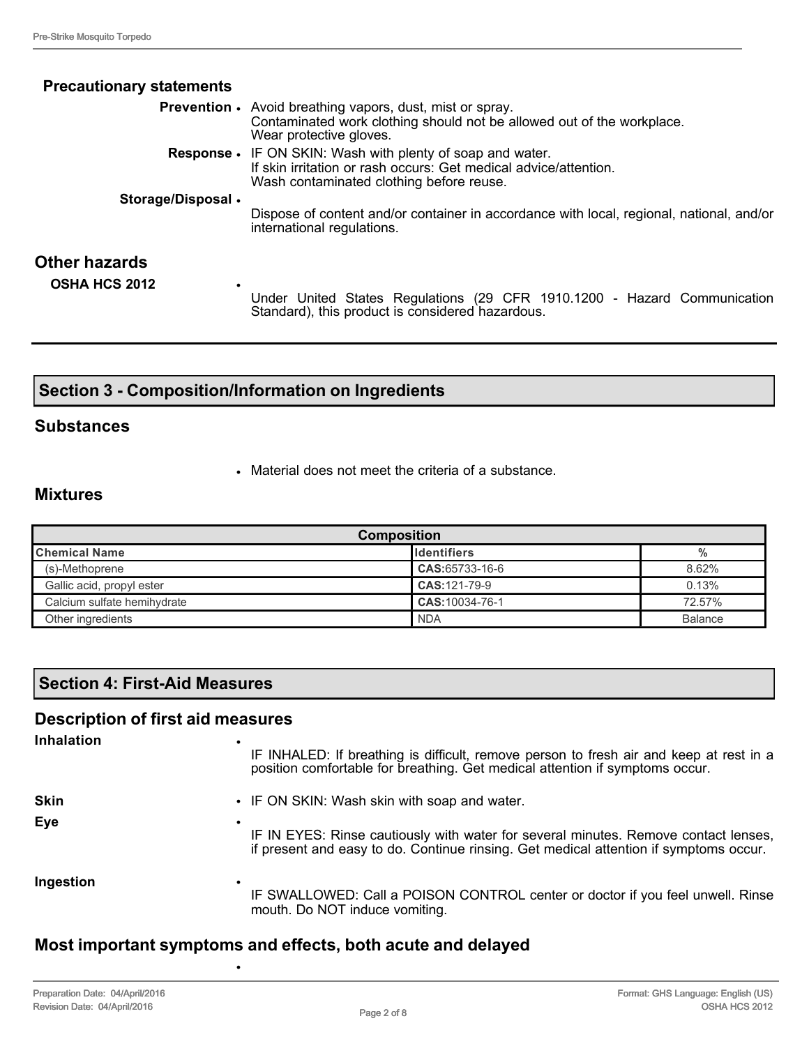## Precautionary statements

**Prevention**
- Avoid breathing vapors, dust, mist or spray.
  Contaminated work clothing should not be allowed out of the workplace.
  Wear protective gloves.

**Response**
- IF ON SKIN: Wash with plenty of soap and water.
  If skin irritation or rash occurs: Get medical advice/attention.
  Wash contaminated clothing before reuse.

**Storage/Disposal**
- Dispose of content and/or container in accordance with local, regional, national, and/or international regulations.

## Other hazards

**OSHA HCS 2012**
- Under United States Regulations (29 CFR 1910.1200 - Hazard Communication Standard), this product is considered hazardous.

# Section 3 - Composition/Information on Ingredients

## Substances

- Material does not meet the criteria of a substance.

## Mixtures

| Composition | | |
|---|---|---|
| **Chemical Name** | **Identifiers** | **%** |
| (s)-Methoprene | **CAS:**65733-16-6 | 8.62% |
| Gallic acid, propyl ester | **CAS:**121-79-9 | 0.13% |
| Calcium sulfate hemihydrate | **CAS:**10034-76-1 | 72.57% |
| Other ingredients | NDA | Balance |

# Section 4: First-Aid Measures

## Description of first aid measures

**Inhalation**
- IF INHALED: If breathing is difficult, remove person to fresh air and keep at rest in a position comfortable for breathing. Get medical attention if symptoms occur.

**Skin**
- IF ON SKIN: Wash skin with soap and water.

**Eye**
- IF IN EYES: Rinse cautiously with water for several minutes. Remove contact lenses, if present and easy to do. Continue rinsing. Get medical attention if symptoms occur.

**Ingestion**
- IF SWALLOWED: Call a POISON CONTROL center or doctor if you feel unwell. Rinse mouth. Do NOT induce vomiting.

## Most important symptoms and effects, both acute and delayed

-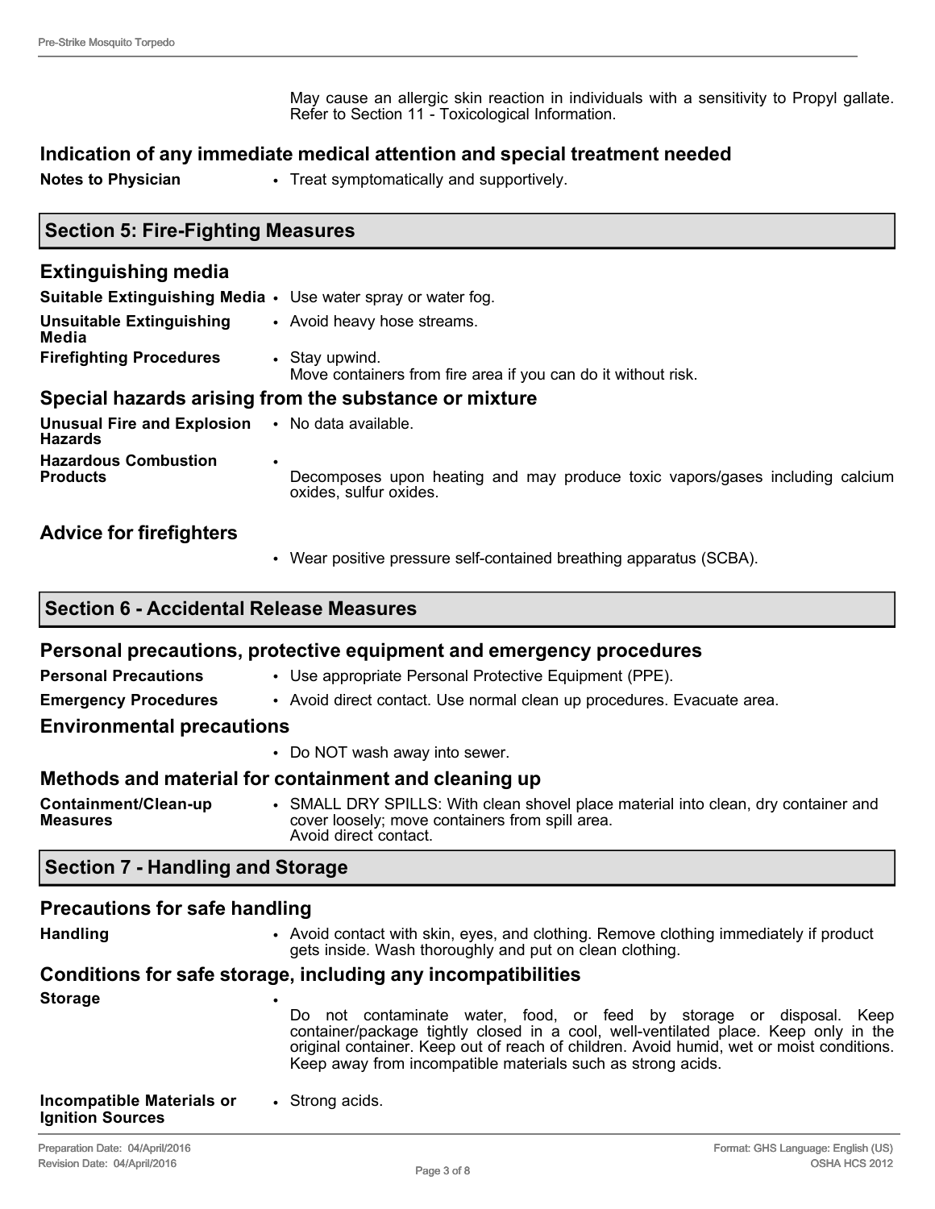May cause an allergic skin reaction in individuals with a sensitivity to Propyl gallate. Refer to Section 11 - Toxicological Information.

### Indication of any immediate medical attention and special treatment needed

**Notes to Physician**
- Treat symptomatically and supportively.

## Section 5: Fire-Fighting Measures

### Extinguishing media

**Suitable Extinguishing Media**
- Use water spray or water fog.

**Unsuitable Extinguishing Media**
- Avoid heavy hose streams.

**Firefighting Procedures**
- Stay upwind.
  Move containers from fire area if you can do it without risk.

### Special hazards arising from the substance or mixture

**Unusual Fire and Explosion Hazards**
- No data available.

**Hazardous Combustion Products**
- Decomposes upon heating and may produce toxic vapors/gases including calcium oxides, sulfur oxides.

### Advice for firefighters

- Wear positive pressure self-contained breathing apparatus (SCBA).

## Section 6 - Accidental Release Measures

### Personal precautions, protective equipment and emergency procedures

**Personal Precautions**
- Use appropriate Personal Protective Equipment (PPE).

**Emergency Procedures**
- Avoid direct contact. Use normal clean up procedures. Evacuate area.

### Environmental precautions

- Do NOT wash away into sewer.

### Methods and material for containment and cleaning up

**Containment/Clean-up Measures**
- SMALL DRY SPILLS: With clean shovel place material into clean, dry container and cover loosely; move containers from spill area.
  Avoid direct contact.

## Section 7 - Handling and Storage

### Precautions for safe handling

**Handling**
- Avoid contact with skin, eyes, and clothing. Remove clothing immediately if product gets inside. Wash thoroughly and put on clean clothing.

### Conditions for safe storage, including any incompatibilities

**Storage**
- Do not contaminate water, food, or feed by storage or disposal. Keep container/package tightly closed in a cool, well-ventilated place. Keep only in the original container. Keep out of reach of children. Avoid humid, wet or moist conditions. Keep away from incompatible materials such as strong acids.

**Incompatible Materials or Ignition Sources**
- Strong acids.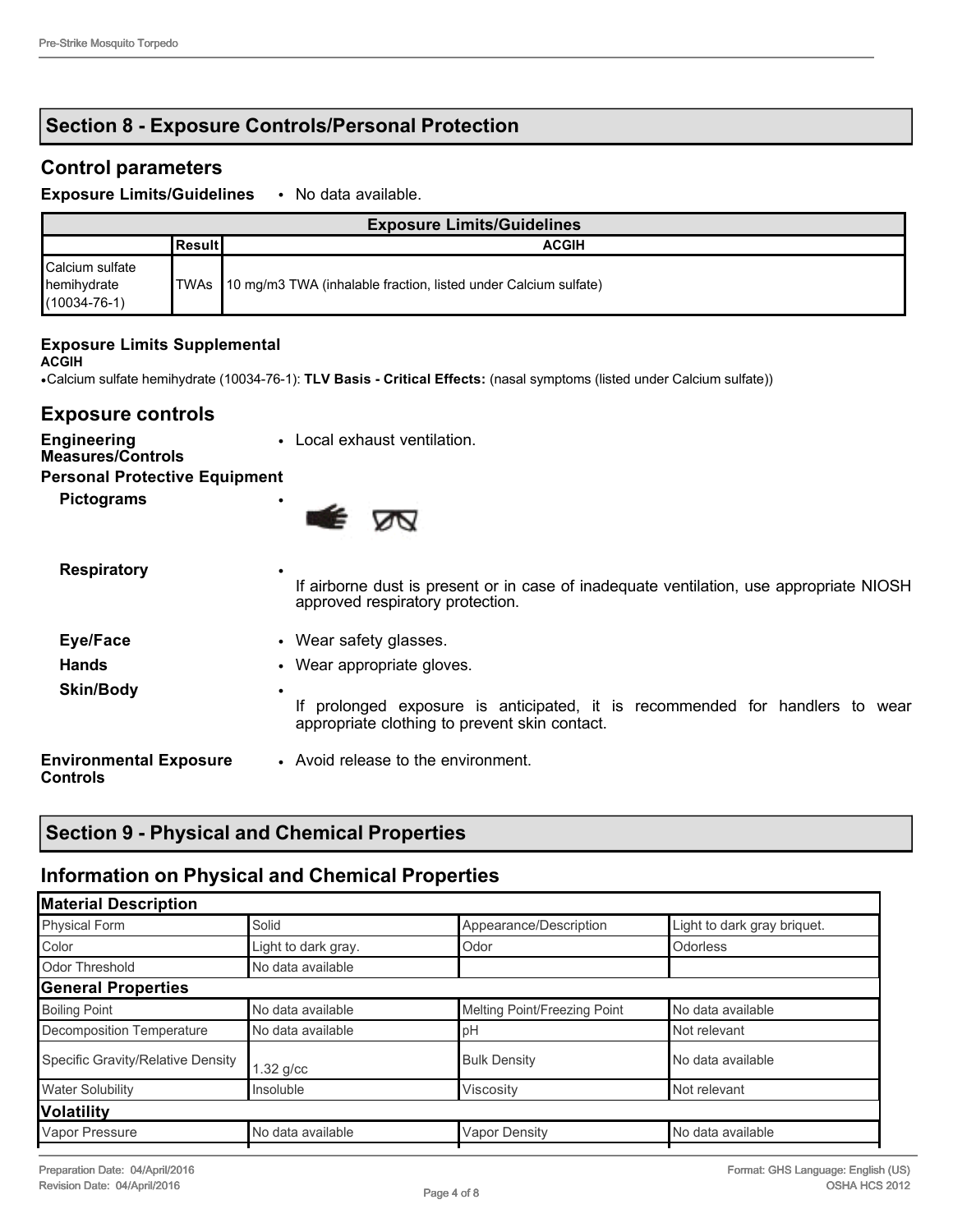## Section 8 - Exposure Controls/Personal Protection

### Control parameters

**Exposure Limits/Guidelines** • No data available.

| Exposure Limits/Guidelines | | |
|---|---|---|
| | Result | ACGIH |
| Calcium sulfate hemihydrate (10034-76-1) | TWAs | 10 mg/m3 TWA (inhalable fraction, listed under Calcium sulfate) |

**Exposure Limits Supplemental**

**ACGIH**

- Calcium sulfate hemihydrate (10034-76-1): **TLV Basis - Critical Effects:** (nasal symptoms (listed under Calcium sulfate))

### Exposure controls

**Engineering Measures/Controls** • Local exhaust ventilation.

**Personal Protective Equipment**

**Pictograms** •

**Respiratory** • If airborne dust is present or in case of inadequate ventilation, use appropriate NIOSH approved respiratory protection.

**Eye/Face** • Wear safety glasses.

**Hands** • Wear appropriate gloves.

**Skin/Body** • If prolonged exposure is anticipated, it is recommended for handlers to wear appropriate clothing to prevent skin contact.

**Environmental Exposure Controls** • Avoid release to the environment.

## Section 9 - Physical and Chemical Properties

### Information on Physical and Chemical Properties

| Material Description | | | |
|---|---|---|---|
| Physical Form | Solid | Appearance/Description | Light to dark gray briquet. |
| Color | Light to dark gray. | Odor | Odorless |
| Odor Threshold | No data available | | |
| **General Properties** | | | |
| Boiling Point | No data available | Melting Point/Freezing Point | No data available |
| Decomposition Temperature | No data available | pH | Not relevant |
| Specific Gravity/Relative Density | 1.32 g/cc | Bulk Density | No data available |
| Water Solubility | Insoluble | Viscosity | Not relevant |
| **Volatility** | | | |
| Vapor Pressure | No data available | Vapor Density | No data available |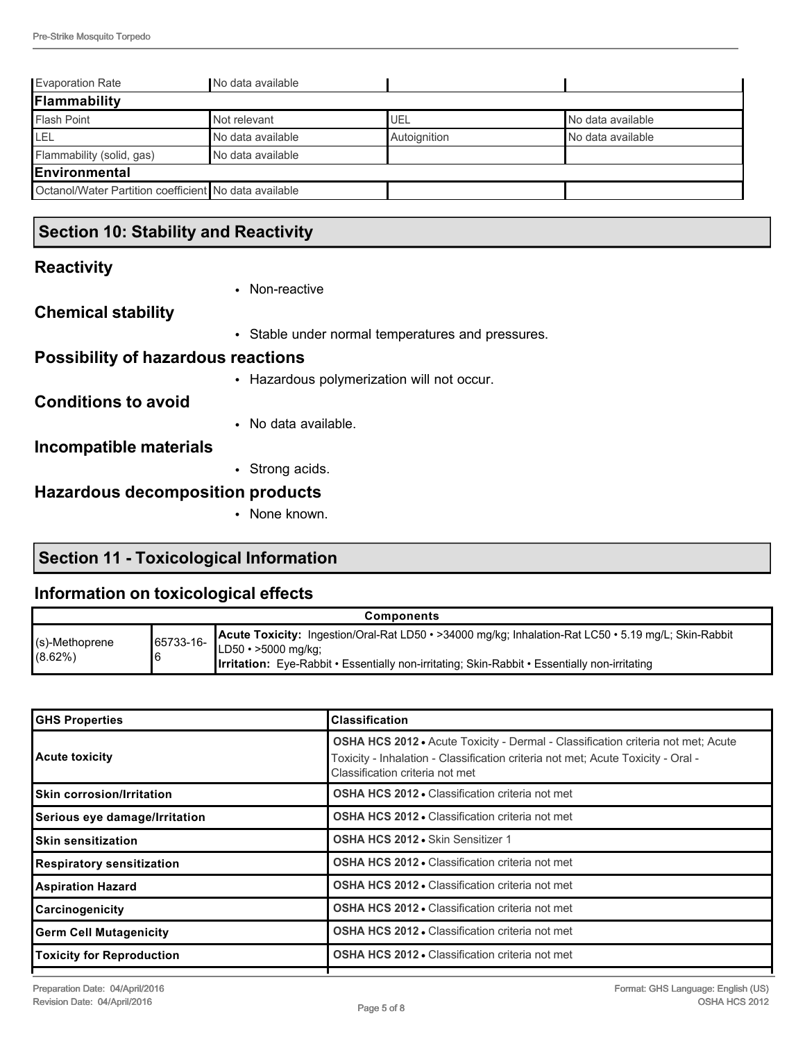| Evaporation Rate | No data available | | |
|---|---|---|---|
| **Flammability** | | | |
| Flash Point | Not relevant | UEL | No data available |
| LEL | No data available | Autoignition | No data available |
| Flammability (solid, gas) | No data available | | |
| **Environmental** | | | |
| Octanol/Water Partition coefficient | No data available | | |

## Section 10: Stability and Reactivity

### Reactivity

- Non-reactive

### Chemical stability

- Stable under normal temperatures and pressures.

### Possibility of hazardous reactions

- Hazardous polymerization will not occur.

### Conditions to avoid

- No data available.

### Incompatible materials

- Strong acids.

### Hazardous decomposition products

- None known.

## Section 11 - Toxicological Information

### Information on toxicological effects

| Components | | |
|---|---|---|
| (s)-Methoprene (8.62%) | 65733-16-6 | **Acute Toxicity:** Ingestion/Oral-Rat LD50 • >34000 mg/kg; Inhalation-Rat LC50 • 5.19 mg/L; Skin-Rabbit LD50 • >5000 mg/kg; **Irritation:** Eye-Rabbit • Essentially non-irritating; Skin-Rabbit • Essentially non-irritating |

| GHS Properties | Classification |
|---|---|
| **Acute toxicity** | **OSHA HCS 2012** • Acute Toxicity - Dermal - Classification criteria not met; Acute Toxicity - Inhalation - Classification criteria not met; Acute Toxicity - Oral - Classification criteria not met |
| **Skin corrosion/Irritation** | **OSHA HCS 2012** • Classification criteria not met |
| **Serious eye damage/Irritation** | **OSHA HCS 2012** • Classification criteria not met |
| **Skin sensitization** | **OSHA HCS 2012** • Skin Sensitizer 1 |
| **Respiratory sensitization** | **OSHA HCS 2012** • Classification criteria not met |
| **Aspiration Hazard** | **OSHA HCS 2012** • Classification criteria not met |
| **Carcinogenicity** | **OSHA HCS 2012** • Classification criteria not met |
| **Germ Cell Mutagenicity** | **OSHA HCS 2012** • Classification criteria not met |
| **Toxicity for Reproduction** | **OSHA HCS 2012** • Classification criteria not met |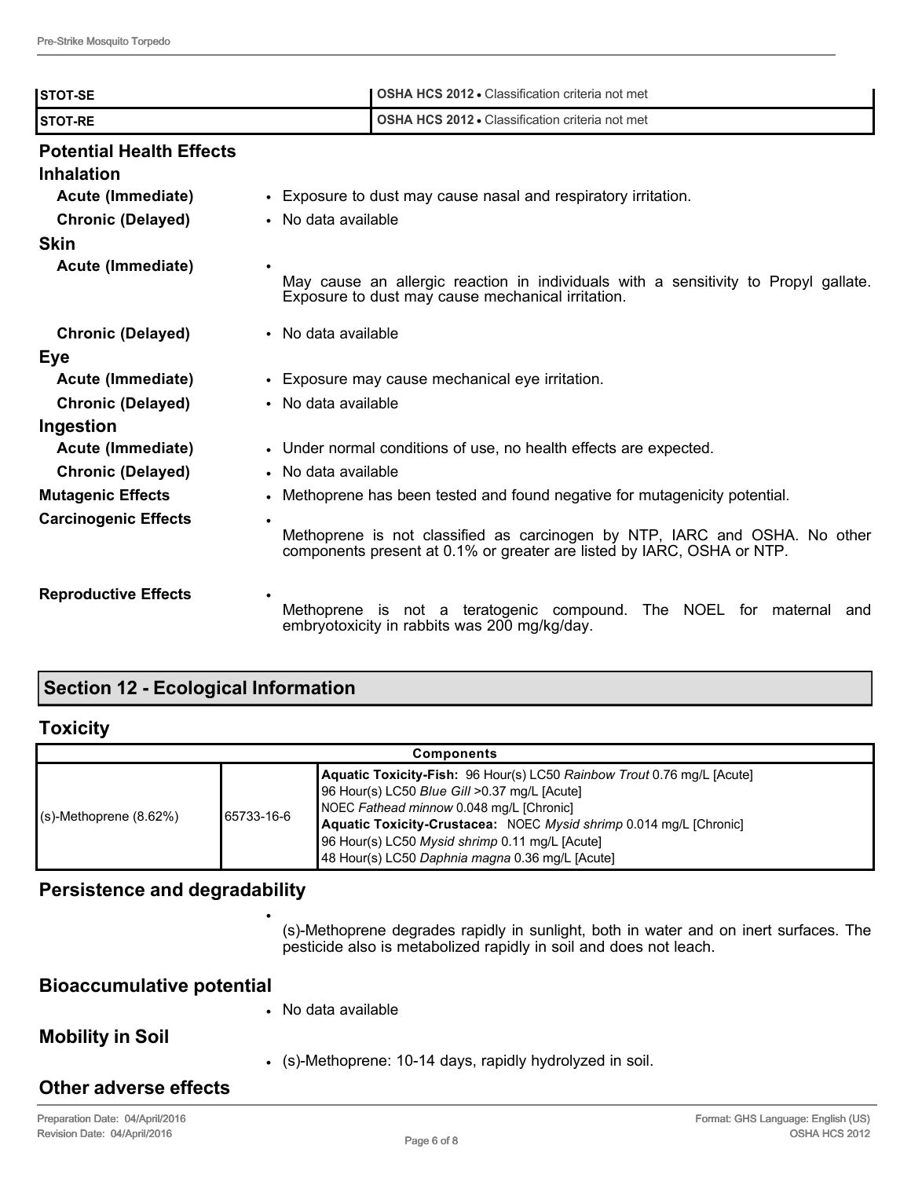| STOT-SE | OSHA HCS 2012 • Classification criteria not met |
|---|---|
| STOT-RE | OSHA HCS 2012 • Classification criteria not met |

### Potential Health Effects

**Inhalation**

- **Acute (Immediate)**
  - Exposure to dust may cause nasal and respiratory irritation.
- **Chronic (Delayed)**
  - No data available

**Skin**

- **Acute (Immediate)**
  - May cause an allergic reaction in individuals with a sensitivity to Propyl gallate. Exposure to dust may cause mechanical irritation.
- **Chronic (Delayed)**
  - No data available

**Eye**

- **Acute (Immediate)**
  - Exposure may cause mechanical eye irritation.
- **Chronic (Delayed)**
  - No data available

**Ingestion**

- **Acute (Immediate)**
  - Under normal conditions of use, no health effects are expected.
- **Chronic (Delayed)**
  - No data available

**Mutagenic Effects**

- Methoprene has been tested and found negative for mutagenicity potential.

**Carcinogenic Effects**

- Methoprene is not classified as carcinogen by NTP, IARC and OSHA. No other components present at 0.1% or greater are listed by IARC, OSHA or NTP.

**Reproductive Effects**

- Methoprene is not a teratogenic compound. The NOEL for maternal and embryotoxicity in rabbits was 200 mg/kg/day.

## Section 12 - Ecological Information

### Toxicity

| Components | | |
|---|---|---|
| (s)-Methoprene (8.62%) | 65733-16-6 | **Aquatic Toxicity-Fish:** 96 Hour(s) LC50 *Rainbow Trout* 0.76 mg/L [Acute]<br>96 Hour(s) LC50 *Blue Gill* >0.37 mg/L [Acute]<br>NOEC *Fathead minnow* 0.048 mg/L [Chronic]<br>**Aquatic Toxicity-Crustacea:** NOEC *Mysid shrimp* 0.014 mg/L [Chronic]<br>96 Hour(s) LC50 *Mysid shrimp* 0.11 mg/L [Acute]<br>48 Hour(s) LC50 *Daphnia magna* 0.36 mg/L [Acute] |

### Persistence and degradability

- (s)-Methoprene degrades rapidly in sunlight, both in water and on inert surfaces. The pesticide also is metabolized rapidly in soil and does not leach.

### Bioaccumulative potential

- No data available

### Mobility in Soil

- (s)-Methoprene: 10-14 days, rapidly hydrolyzed in soil.

### Other adverse effects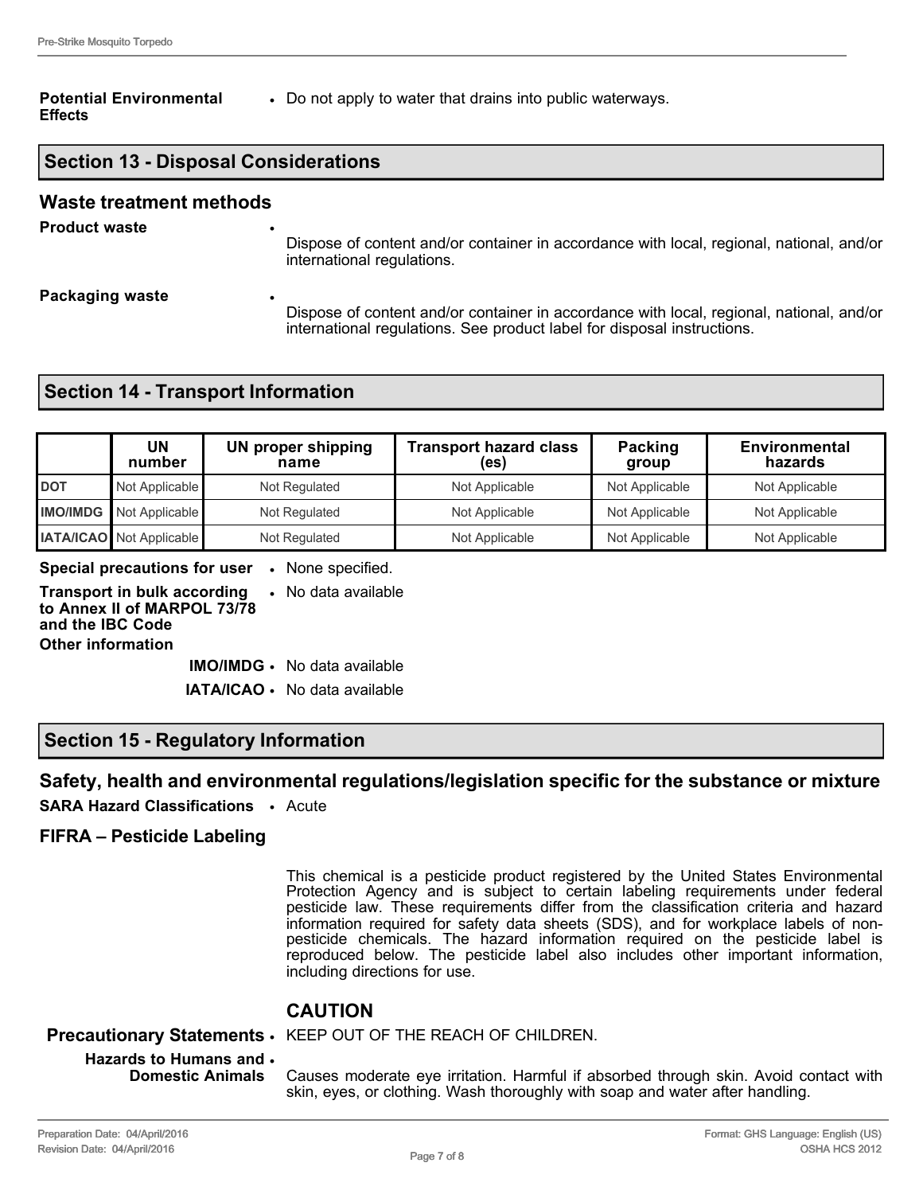**Potential Environmental Effects**
- Do not apply to water that drains into public waterways.

## Section 13 - Disposal Considerations

### Waste treatment methods

**Product waste**
- Dispose of content and/or container in accordance with local, regional, national, and/or international regulations.

**Packaging waste**
- Dispose of content and/or container in accordance with local, regional, national, and/or international regulations. See product label for disposal instructions.

## Section 14 - Transport Information

| | UN number | UN proper shipping name | Transport hazard class (es) | Packing group | Environmental hazards |
|---|---|---|---|---|---|
| **DOT** | Not Applicable | Not Regulated | Not Applicable | Not Applicable | Not Applicable |
| **IMO/IMDG** | Not Applicable | Not Regulated | Not Applicable | Not Applicable | Not Applicable |
| **IATA/ICAO** | Not Applicable | Not Regulated | Not Applicable | Not Applicable | Not Applicable |

**Special precautions for user**
- None specified.

**Transport in bulk according to Annex II of MARPOL 73/78 and the IBC Code**
- No data available

**Other information**

**IMO/IMDG**
- No data available

**IATA/ICAO**
- No data available

## Section 15 - Regulatory Information

### Safety, health and environmental regulations/legislation specific for the substance or mixture

**SARA Hazard Classifications**
- Acute

### FIFRA – Pesticide Labeling

This chemical is a pesticide product registered by the United States Environmental Protection Agency and is subject to certain labeling requirements under federal pesticide law. These requirements differ from the classification criteria and hazard information required for safety data sheets (SDS), and for workplace labels of non-pesticide chemicals. The hazard information required on the pesticide label is reproduced below. The pesticide label also includes other important information, including directions for use.

### CAUTION

**Precautionary Statements**
- KEEP OUT OF THE REACH OF CHILDREN.

**Hazards to Humans and Domestic Animals**
- Causes moderate eye irritation. Harmful if absorbed through skin. Avoid contact with skin, eyes, or clothing. Wash thoroughly with soap and water after handling.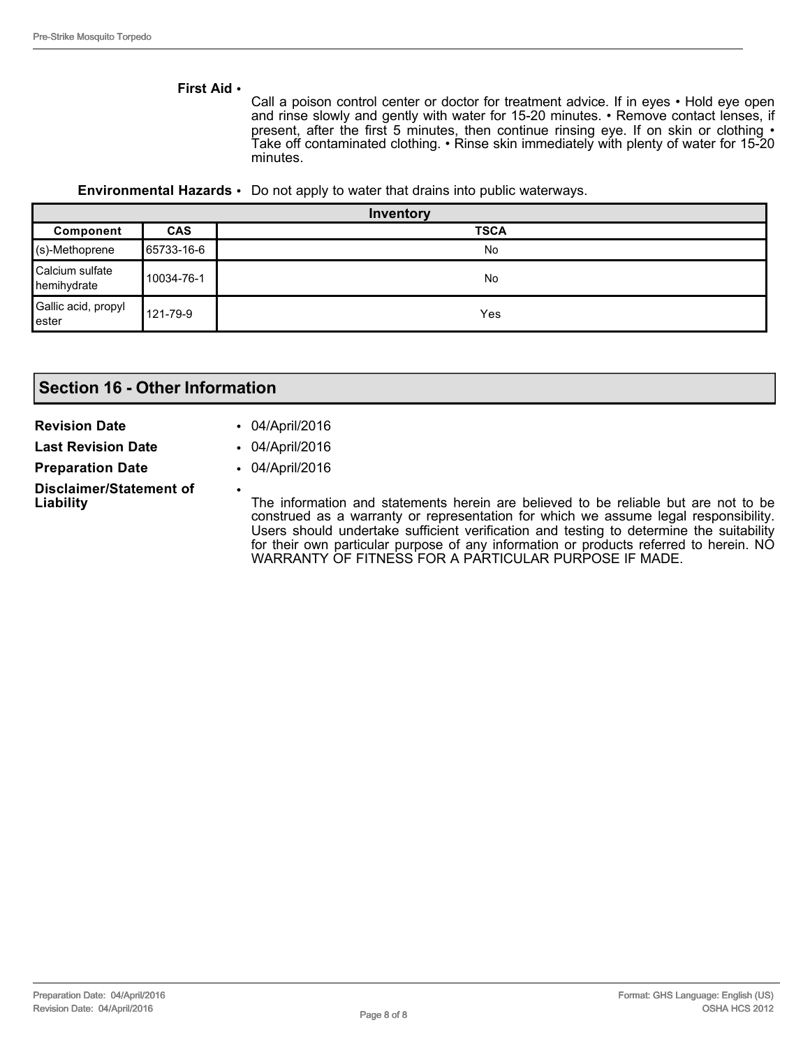**First Aid** • Call a poison control center or doctor for treatment advice. If in eyes • Hold eye open and rinse slowly and gently with water for 15-20 minutes. • Remove contact lenses, if present, after the first 5 minutes, then continue rinsing eye. If on skin or clothing • Take off contaminated clothing. • Rinse skin immediately with plenty of water for 15-20 minutes.

**Environmental Hazards** • Do not apply to water that drains into public waterways.

| Inventory | | |
|---|---|---|
| **Component** | **CAS** | **TSCA** |
| (s)-Methoprene | 65733-16-6 | No |
| Calcium sulfate hemihydrate | 10034-76-1 | No |
| Gallic acid, propyl ester | 121-79-9 | Yes |

## Section 16 - Other Information

**Revision Date** • 04/April/2016

**Last Revision Date** • 04/April/2016

**Preparation Date** • 04/April/2016

**Disclaimer/Statement of Liability** • The information and statements herein are believed to be reliable but are not to be construed as a warranty or representation for which we assume legal responsibility. Users should undertake sufficient verification and testing to determine the suitability for their own particular purpose of any information or products referred to herein. NO WARRANTY OF FITNESS FOR A PARTICULAR PURPOSE IF MADE.